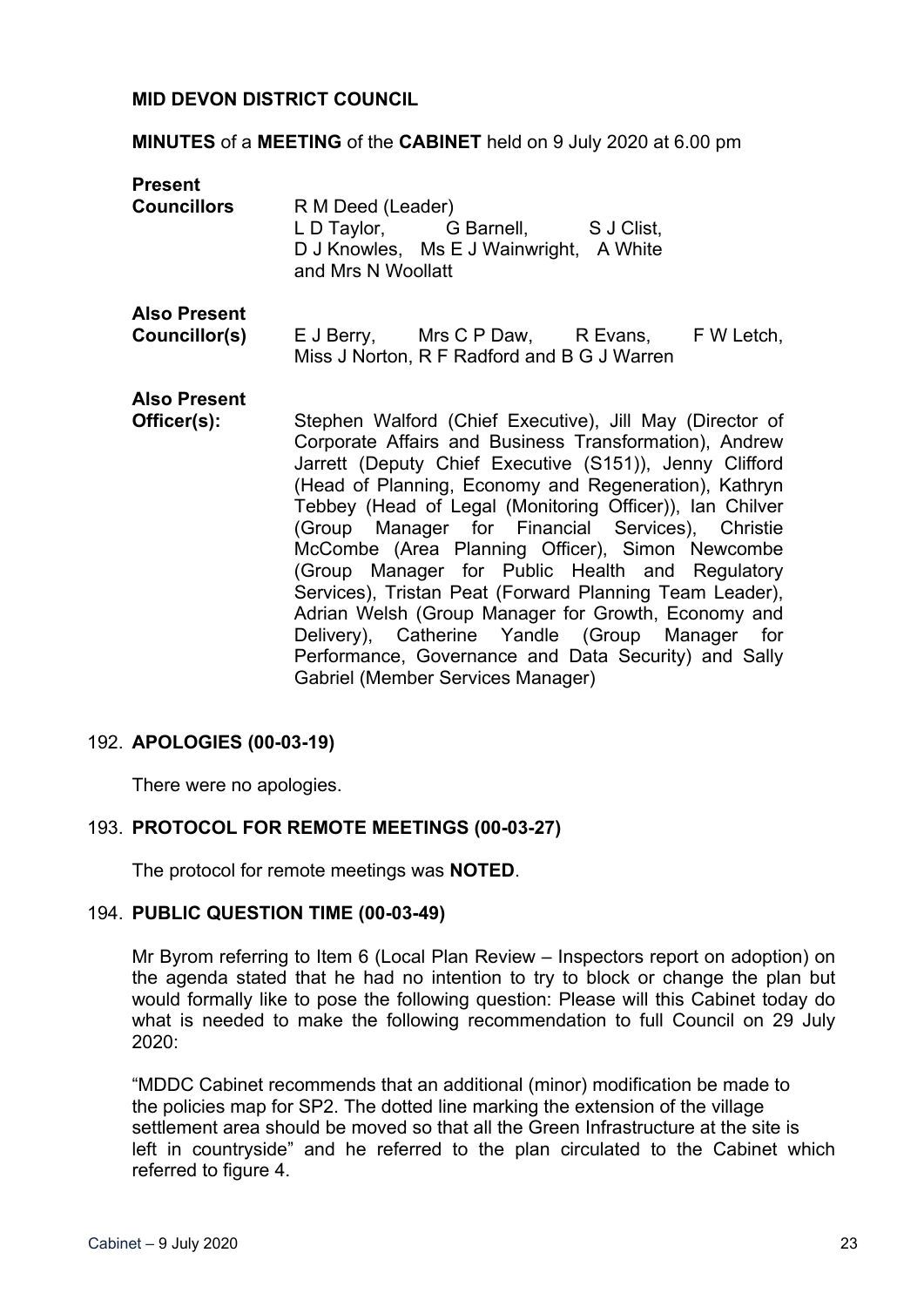**MID DEVON DISTRICT COUNCIL**

**MINUTES** of a **MEETING** of the **CABINET** held on 9 July 2020 at 6.00 pm

**Present**

**Councillors** R M Deed (Leader)
L D Taylor, G Barnell, S J Clist, D J Knowles, Ms E J Wainwright, A White and Mrs N Woollatt

**Also Present**

**Councillor(s)** E J Berry, Mrs C P Daw, R Evans, F W Letch, Miss J Norton, R F Radford and B G J Warren

**Also Present**

**Officer(s):** Stephen Walford (Chief Executive), Jill May (Director of Corporate Affairs and Business Transformation), Andrew Jarrett (Deputy Chief Executive (S151)), Jenny Clifford (Head of Planning, Economy and Regeneration), Kathryn Tebbey (Head of Legal (Monitoring Officer)), Ian Chilver (Group Manager for Financial Services), Christie McCombe (Area Planning Officer), Simon Newcombe (Group Manager for Public Health and Regulatory Services), Tristan Peat (Forward Planning Team Leader), Adrian Welsh (Group Manager for Growth, Economy and Delivery), Catherine Yandle (Group Manager for Performance, Governance and Data Security) and Sally Gabriel (Member Services Manager)

### 192. APOLOGIES (00-03-19)

There were no apologies.

### 193. PROTOCOL FOR REMOTE MEETINGS (00-03-27)

The protocol for remote meetings was **NOTED**.

### 194. PUBLIC QUESTION TIME (00-03-49)

Mr Byrom referring to Item 6 (Local Plan Review – Inspectors report on adoption) on the agenda stated that he had no intention to try to block or change the plan but would formally like to pose the following question: Please will this Cabinet today do what is needed to make the following recommendation to full Council on 29 July 2020:

"MDDC Cabinet recommends that an additional (minor) modification be made to the policies map for SP2. The dotted line marking the extension of the village settlement area should be moved so that all the Green Infrastructure at the site is left in countryside" and he referred to the plan circulated to the Cabinet which referred to figure 4.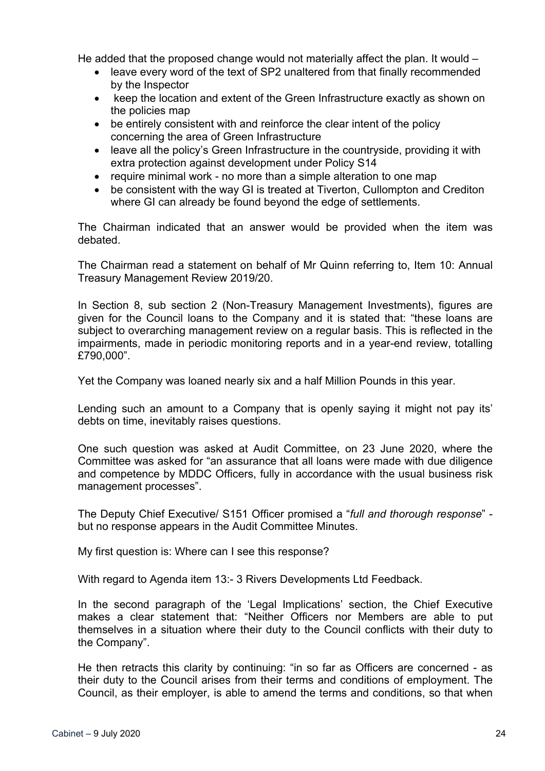He added that the proposed change would not materially affect the plan. It would –

- leave every word of the text of SP2 unaltered from that finally recommended by the Inspector
- keep the location and extent of the Green Infrastructure exactly as shown on the policies map
- be entirely consistent with and reinforce the clear intent of the policy concerning the area of Green Infrastructure
- leave all the policy's Green Infrastructure in the countryside, providing it with extra protection against development under Policy S14
- require minimal work - no more than a simple alteration to one map
- be consistent with the way GI is treated at Tiverton, Cullompton and Crediton where GI can already be found beyond the edge of settlements.

The Chairman indicated that an answer would be provided when the item was debated.

The Chairman read a statement on behalf of Mr Quinn referring to, Item 10: Annual Treasury Management Review 2019/20.

In Section 8, sub section 2 (Non-Treasury Management Investments), figures are given for the Council loans to the Company and it is stated that: "these loans are subject to overarching management review on a regular basis. This is reflected in the impairments, made in periodic monitoring reports and in a year-end review, totalling £790,000".

Yet the Company was loaned nearly six and a half Million Pounds in this year.

Lending such an amount to a Company that is openly saying it might not pay its' debts on time, inevitably raises questions.

One such question was asked at Audit Committee, on 23 June 2020, where the Committee was asked for "an assurance that all loans were made with due diligence and competence by MDDC Officers, fully in accordance with the usual business risk management processes".

The Deputy Chief Executive/ S151 Officer promised a "*full and thorough response*" - but no response appears in the Audit Committee Minutes.

My first question is: Where can I see this response?

With regard to Agenda item 13:- 3 Rivers Developments Ltd Feedback.

In the second paragraph of the 'Legal Implications' section, the Chief Executive makes a clear statement that: "Neither Officers nor Members are able to put themselves in a situation where their duty to the Council conflicts with their duty to the Company".

He then retracts this clarity by continuing: "in so far as Officers are concerned - as their duty to the Council arises from their terms and conditions of employment. The Council, as their employer, is able to amend the terms and conditions, so that when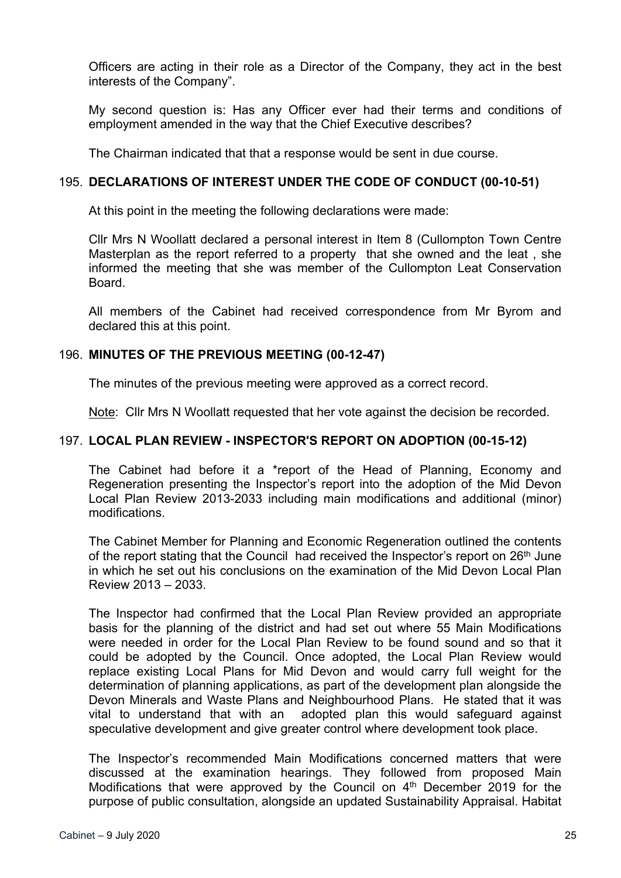Officers are acting in their role as a Director of the Company, they act in the best interests of the Company".

My second question is: Has any Officer ever had their terms and conditions of employment amended in the way that the Chief Executive describes?

The Chairman indicated that that a response would be sent in due course.

### 195. DECLARATIONS OF INTEREST UNDER THE CODE OF CONDUCT (00-10-51)

At this point in the meeting the following declarations were made:

Cllr Mrs N Woollatt declared a personal interest in Item 8 (Cullompton Town Centre Masterplan as the report referred to a property that she owned and the leat , she informed the meeting that she was member of the Cullompton Leat Conservation Board.

All members of the Cabinet had received correspondence from Mr Byrom and declared this at this point.

### 196. MINUTES OF THE PREVIOUS MEETING (00-12-47)

The minutes of the previous meeting were approved as a correct record.

Note: Cllr Mrs N Woollatt requested that her vote against the decision be recorded.

### 197. LOCAL PLAN REVIEW - INSPECTOR'S REPORT ON ADOPTION (00-15-12)

The Cabinet had before it a *report of the Head of Planning, Economy and Regeneration presenting the Inspector's report into the adoption of the Mid Devon Local Plan Review 2013-2033 including main modifications and additional (minor) modifications.

The Cabinet Member for Planning and Economic Regeneration outlined the contents of the report stating that the Council had received the Inspector's report on 26th June in which he set out his conclusions on the examination of the Mid Devon Local Plan Review 2013 – 2033.

The Inspector had confirmed that the Local Plan Review provided an appropriate basis for the planning of the district and had set out where 55 Main Modifications were needed in order for the Local Plan Review to be found sound and so that it could be adopted by the Council. Once adopted, the Local Plan Review would replace existing Local Plans for Mid Devon and would carry full weight for the determination of planning applications, as part of the development plan alongside the Devon Minerals and Waste Plans and Neighbourhood Plans. He stated that it was vital to understand that with an adopted plan this would safeguard against speculative development and give greater control where development took place.

The Inspector's recommended Main Modifications concerned matters that were discussed at the examination hearings. They followed from proposed Main Modifications that were approved by the Council on 4th December 2019 for the purpose of public consultation, alongside an updated Sustainability Appraisal. Habitat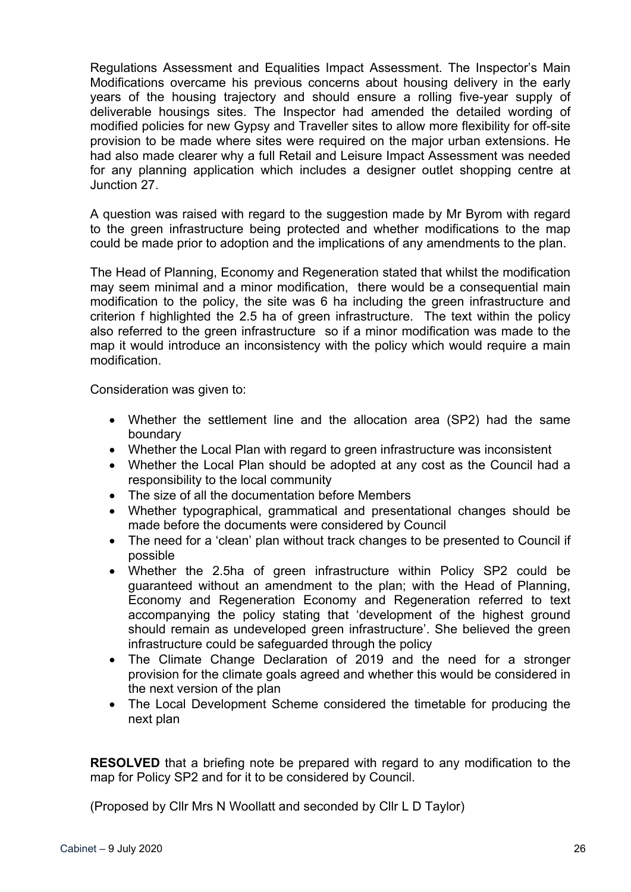Regulations Assessment and Equalities Impact Assessment. The Inspector's Main Modifications overcame his previous concerns about housing delivery in the early years of the housing trajectory and should ensure a rolling five-year supply of deliverable housings sites. The Inspector had amended the detailed wording of modified policies for new Gypsy and Traveller sites to allow more flexibility for off-site provision to be made where sites were required on the major urban extensions. He had also made clearer why a full Retail and Leisure Impact Assessment was needed for any planning application which includes a designer outlet shopping centre at Junction 27.

A question was raised with regard to the suggestion made by Mr Byrom with regard to the green infrastructure being protected and whether modifications to the map could be made prior to adoption and the implications of any amendments to the plan.

The Head of Planning, Economy and Regeneration stated that whilst the modification may seem minimal and a minor modification, there would be a consequential main modification to the policy, the site was 6 ha including the green infrastructure and criterion f highlighted the 2.5 ha of green infrastructure. The text within the policy also referred to the green infrastructure so if a minor modification was made to the map it would introduce an inconsistency with the policy which would require a main modification.

Consideration was given to:

- Whether the settlement line and the allocation area (SP2) had the same boundary
- Whether the Local Plan with regard to green infrastructure was inconsistent
- Whether the Local Plan should be adopted at any cost as the Council had a responsibility to the local community
- The size of all the documentation before Members
- Whether typographical, grammatical and presentational changes should be made before the documents were considered by Council
- The need for a 'clean' plan without track changes to be presented to Council if possible
- Whether the 2.5ha of green infrastructure within Policy SP2 could be guaranteed without an amendment to the plan; with the Head of Planning, Economy and Regeneration Economy and Regeneration referred to text accompanying the policy stating that 'development of the highest ground should remain as undeveloped green infrastructure'. She believed the green infrastructure could be safeguarded through the policy
- The Climate Change Declaration of 2019 and the need for a stronger provision for the climate goals agreed and whether this would be considered in the next version of the plan
- The Local Development Scheme considered the timetable for producing the next plan

**RESOLVED** that a briefing note be prepared with regard to any modification to the map for Policy SP2 and for it to be considered by Council.

(Proposed by Cllr Mrs N Woollatt and seconded by Cllr L D Taylor)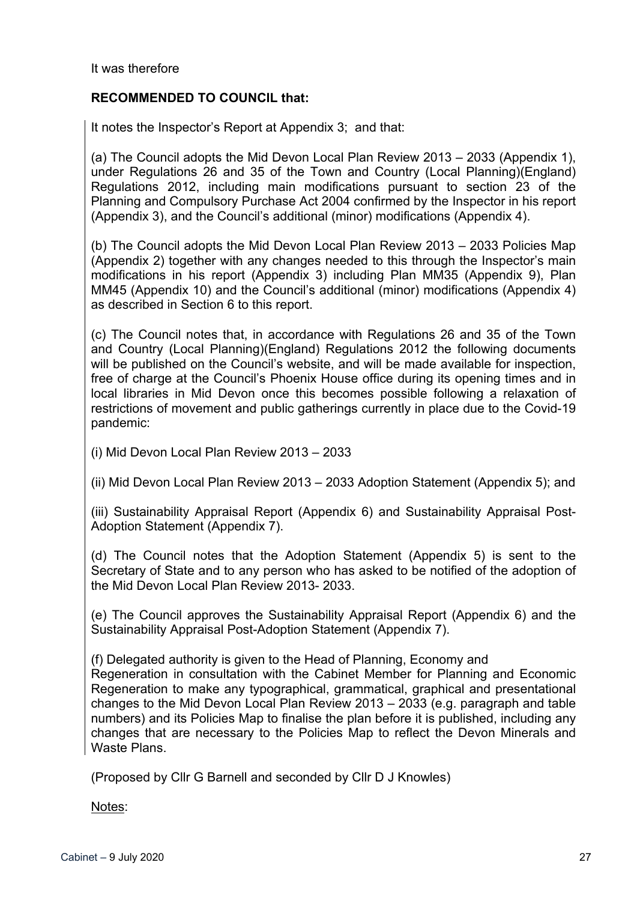It was therefore

**RECOMMENDED TO COUNCIL that:**

It notes the Inspector's Report at Appendix 3; and that:

(a) The Council adopts the Mid Devon Local Plan Review 2013 – 2033 (Appendix 1), under Regulations 26 and 35 of the Town and Country (Local Planning)(England) Regulations 2012, including main modifications pursuant to section 23 of the Planning and Compulsory Purchase Act 2004 confirmed by the Inspector in his report (Appendix 3), and the Council's additional (minor) modifications (Appendix 4).

(b) The Council adopts the Mid Devon Local Plan Review 2013 – 2033 Policies Map (Appendix 2) together with any changes needed to this through the Inspector's main modifications in his report (Appendix 3) including Plan MM35 (Appendix 9), Plan MM45 (Appendix 10) and the Council's additional (minor) modifications (Appendix 4) as described in Section 6 to this report.

(c) The Council notes that, in accordance with Regulations 26 and 35 of the Town and Country (Local Planning)(England) Regulations 2012 the following documents will be published on the Council's website, and will be made available for inspection, free of charge at the Council's Phoenix House office during its opening times and in local libraries in Mid Devon once this becomes possible following a relaxation of restrictions of movement and public gatherings currently in place due to the Covid-19 pandemic:

(i) Mid Devon Local Plan Review 2013 – 2033

(ii) Mid Devon Local Plan Review 2013 – 2033 Adoption Statement (Appendix 5); and

(iii) Sustainability Appraisal Report (Appendix 6) and Sustainability Appraisal Post-Adoption Statement (Appendix 7).

(d) The Council notes that the Adoption Statement (Appendix 5) is sent to the Secretary of State and to any person who has asked to be notified of the adoption of the Mid Devon Local Plan Review 2013- 2033.

(e) The Council approves the Sustainability Appraisal Report (Appendix 6) and the Sustainability Appraisal Post-Adoption Statement (Appendix 7).

(f) Delegated authority is given to the Head of Planning, Economy and Regeneration in consultation with the Cabinet Member for Planning and Economic Regeneration to make any typographical, grammatical, graphical and presentational changes to the Mid Devon Local Plan Review 2013 – 2033 (e.g. paragraph and table numbers) and its Policies Map to finalise the plan before it is published, including any changes that are necessary to the Policies Map to reflect the Devon Minerals and Waste Plans.

(Proposed by Cllr G Barnell and seconded by Cllr D J Knowles)

Notes: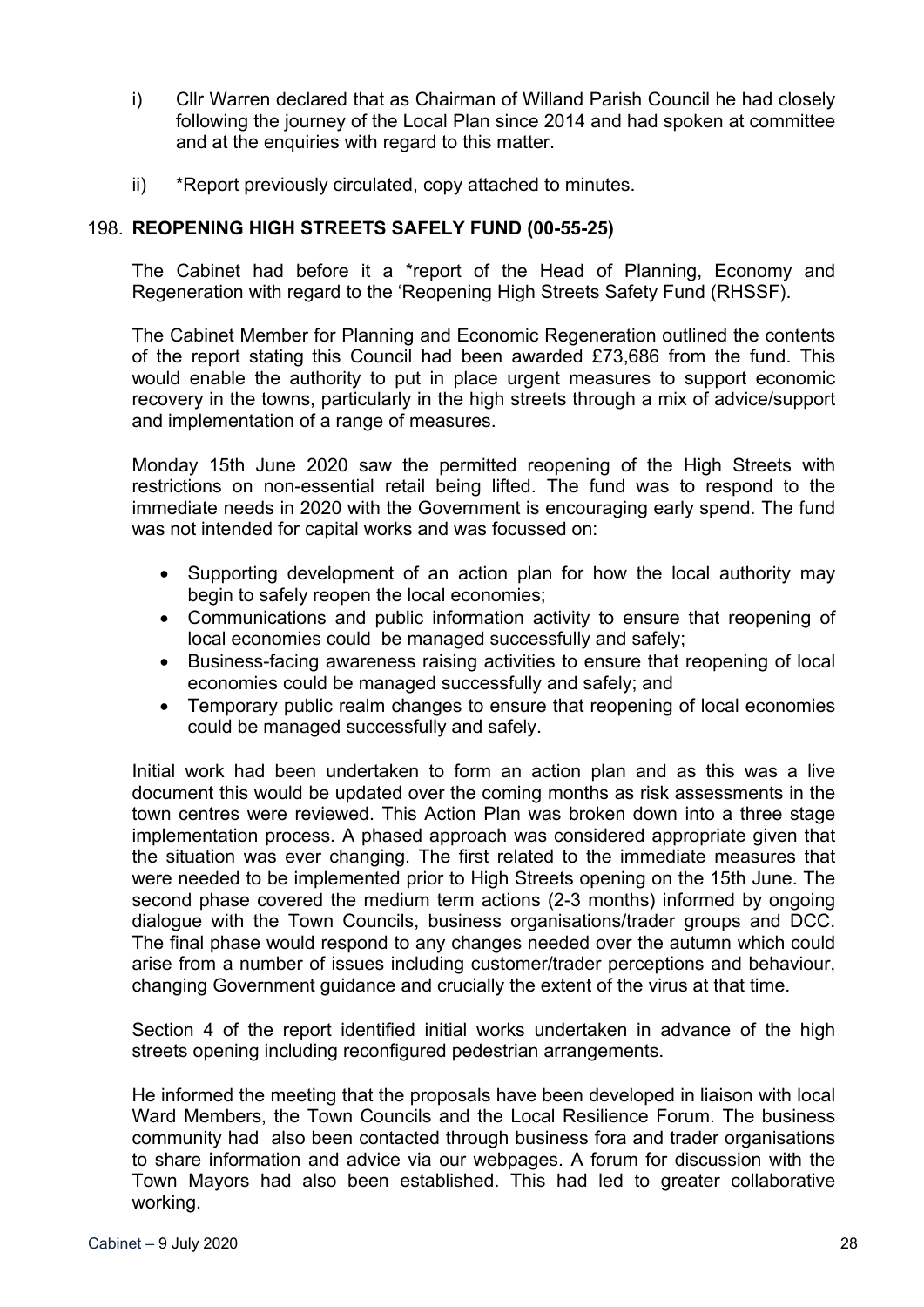i) Cllr Warren declared that as Chairman of Willand Parish Council he had closely following the journey of the Local Plan since 2014 and had spoken at committee and at the enquiries with regard to this matter.

ii) *Report previously circulated, copy attached to minutes.

## 198. REOPENING HIGH STREETS SAFELY FUND (00-55-25)

The Cabinet had before it a *report of the Head of Planning, Economy and Regeneration with regard to the 'Reopening High Streets Safety Fund (RHSSF).

The Cabinet Member for Planning and Economic Regeneration outlined the contents of the report stating this Council had been awarded £73,686 from the fund. This would enable the authority to put in place urgent measures to support economic recovery in the towns, particularly in the high streets through a mix of advice/support and implementation of a range of measures.

Monday 15th June 2020 saw the permitted reopening of the High Streets with restrictions on non-essential retail being lifted. The fund was to respond to the immediate needs in 2020 with the Government is encouraging early spend. The fund was not intended for capital works and was focussed on:

- Supporting development of an action plan for how the local authority may begin to safely reopen the local economies;
- Communications and public information activity to ensure that reopening of local economies could be managed successfully and safely;
- Business-facing awareness raising activities to ensure that reopening of local economies could be managed successfully and safely; and
- Temporary public realm changes to ensure that reopening of local economies could be managed successfully and safely.

Initial work had been undertaken to form an action plan and as this was a live document this would be updated over the coming months as risk assessments in the town centres were reviewed. This Action Plan was broken down into a three stage implementation process. A phased approach was considered appropriate given that the situation was ever changing. The first related to the immediate measures that were needed to be implemented prior to High Streets opening on the 15th June. The second phase covered the medium term actions (2-3 months) informed by ongoing dialogue with the Town Councils, business organisations/trader groups and DCC. The final phase would respond to any changes needed over the autumn which could arise from a number of issues including customer/trader perceptions and behaviour, changing Government guidance and crucially the extent of the virus at that time.

Section 4 of the report identified initial works undertaken in advance of the high streets opening including reconfigured pedestrian arrangements.

He informed the meeting that the proposals have been developed in liaison with local Ward Members, the Town Councils and the Local Resilience Forum. The business community had also been contacted through business fora and trader organisations to share information and advice via our webpages. A forum for discussion with the Town Mayors had also been established. This had led to greater collaborative working.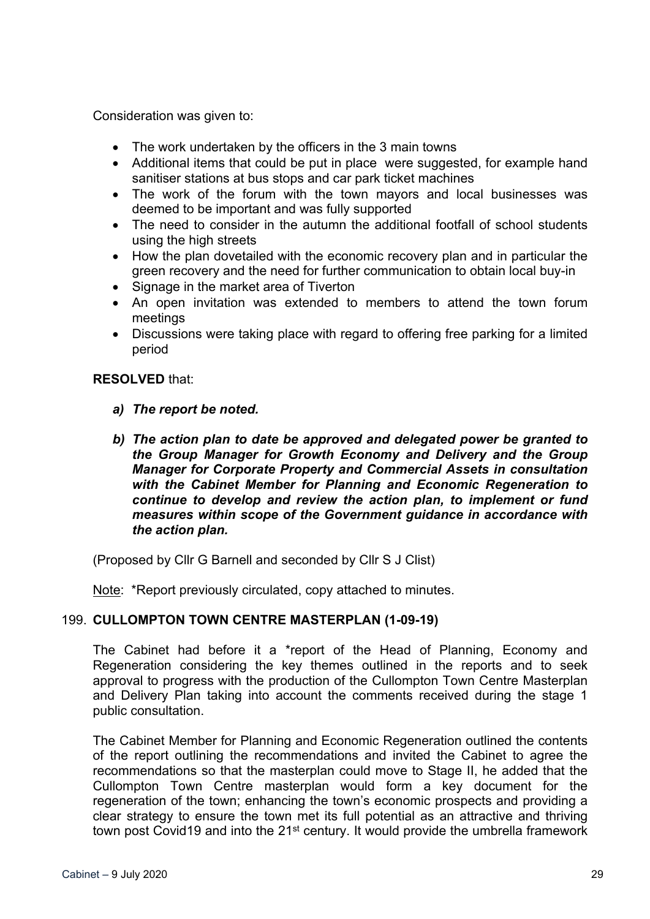Consideration was given to:

- The work undertaken by the officers in the 3 main towns
- Additional items that could be put in place were suggested, for example hand sanitiser stations at bus stops and car park ticket machines
- The work of the forum with the town mayors and local businesses was deemed to be important and was fully supported
- The need to consider in the autumn the additional footfall of school students using the high streets
- How the plan dovetailed with the economic recovery plan and in particular the green recovery and the need for further communication to obtain local buy-in
- Signage in the market area of Tiverton
- An open invitation was extended to members to attend the town forum meetings
- Discussions were taking place with regard to offering free parking for a limited period

**RESOLVED** that:

*a) **The report be noted.***

*b) **The action plan to date be approved and delegated power be granted to the Group Manager for Growth Economy and Delivery and the Group Manager for Corporate Property and Commercial Assets in consultation with the Cabinet Member for Planning and Economic Regeneration to continue to develop and review the action plan, to implement or fund measures within scope of the Government guidance in accordance with the action plan.***

(Proposed by Cllr G Barnell and seconded by Cllr S J Clist)

Note: *Report previously circulated, copy attached to minutes.

## 199. CULLOMPTON TOWN CENTRE MASTERPLAN (1-09-19)

The Cabinet had before it a *report of the Head of Planning, Economy and Regeneration considering the key themes outlined in the reports and to seek approval to progress with the production of the Cullompton Town Centre Masterplan and Delivery Plan taking into account the comments received during the stage 1 public consultation.

The Cabinet Member for Planning and Economic Regeneration outlined the contents of the report outlining the recommendations and invited the Cabinet to agree the recommendations so that the masterplan could move to Stage II, he added that the Cullompton Town Centre masterplan would form a key document for the regeneration of the town; enhancing the town's economic prospects and providing a clear strategy to ensure the town met its full potential as an attractive and thriving town post Covid19 and into the 21st century. It would provide the umbrella framework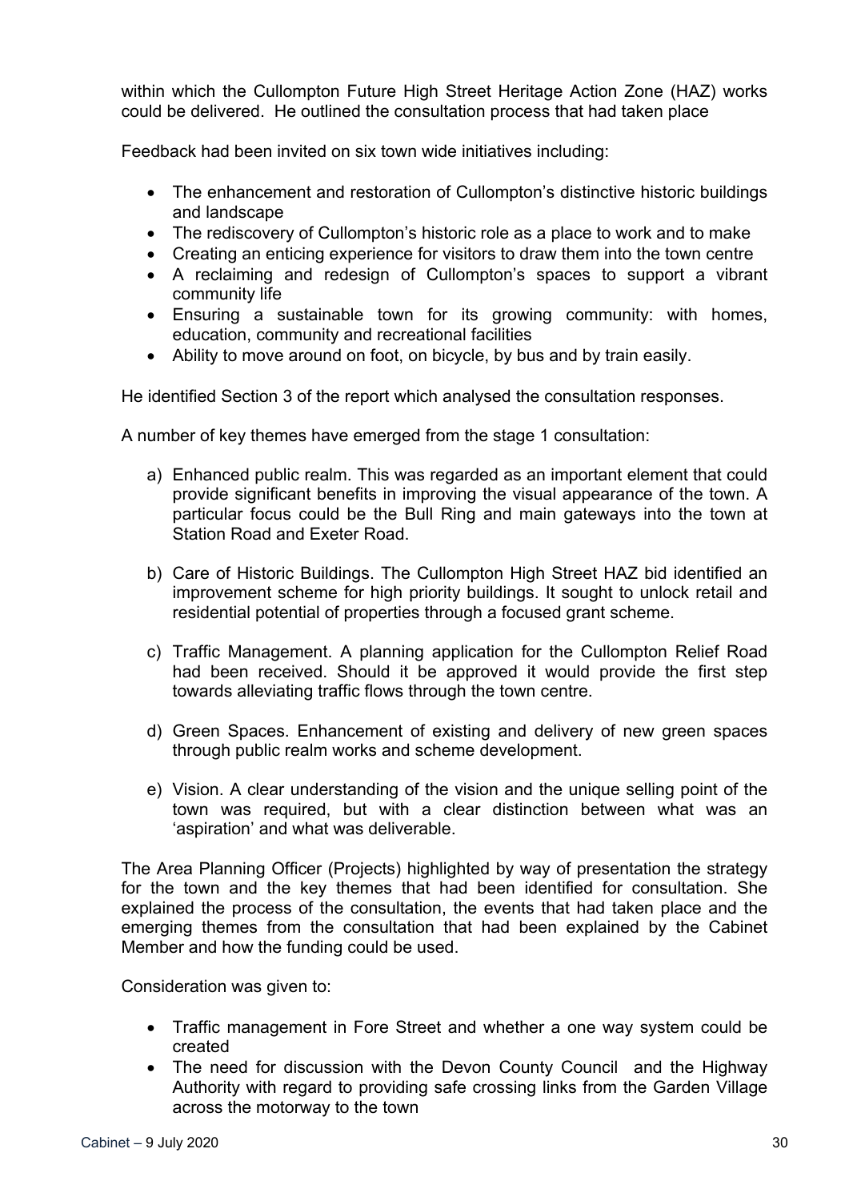within which the Cullompton Future High Street Heritage Action Zone (HAZ) works could be delivered. He outlined the consultation process that had taken place

Feedback had been invited on six town wide initiatives including:

- The enhancement and restoration of Cullompton's distinctive historic buildings and landscape
- The rediscovery of Cullompton's historic role as a place to work and to make
- Creating an enticing experience for visitors to draw them into the town centre
- A reclaiming and redesign of Cullompton's spaces to support a vibrant community life
- Ensuring a sustainable town for its growing community: with homes, education, community and recreational facilities
- Ability to move around on foot, on bicycle, by bus and by train easily.

He identified Section 3 of the report which analysed the consultation responses.

A number of key themes have emerged from the stage 1 consultation:

a) Enhanced public realm. This was regarded as an important element that could provide significant benefits in improving the visual appearance of the town. A particular focus could be the Bull Ring and main gateways into the town at Station Road and Exeter Road.

b) Care of Historic Buildings. The Cullompton High Street HAZ bid identified an improvement scheme for high priority buildings. It sought to unlock retail and residential potential of properties through a focused grant scheme.

c) Traffic Management. A planning application for the Cullompton Relief Road had been received. Should it be approved it would provide the first step towards alleviating traffic flows through the town centre.

d) Green Spaces. Enhancement of existing and delivery of new green spaces through public realm works and scheme development.

e) Vision. A clear understanding of the vision and the unique selling point of the town was required, but with a clear distinction between what was an 'aspiration' and what was deliverable.

The Area Planning Officer (Projects) highlighted by way of presentation the strategy for the town and the key themes that had been identified for consultation. She explained the process of the consultation, the events that had taken place and the emerging themes from the consultation that had been explained by the Cabinet Member and how the funding could be used.

Consideration was given to:

- Traffic management in Fore Street and whether a one way system could be created
- The need for discussion with the Devon County Council and the Highway Authority with regard to providing safe crossing links from the Garden Village across the motorway to the town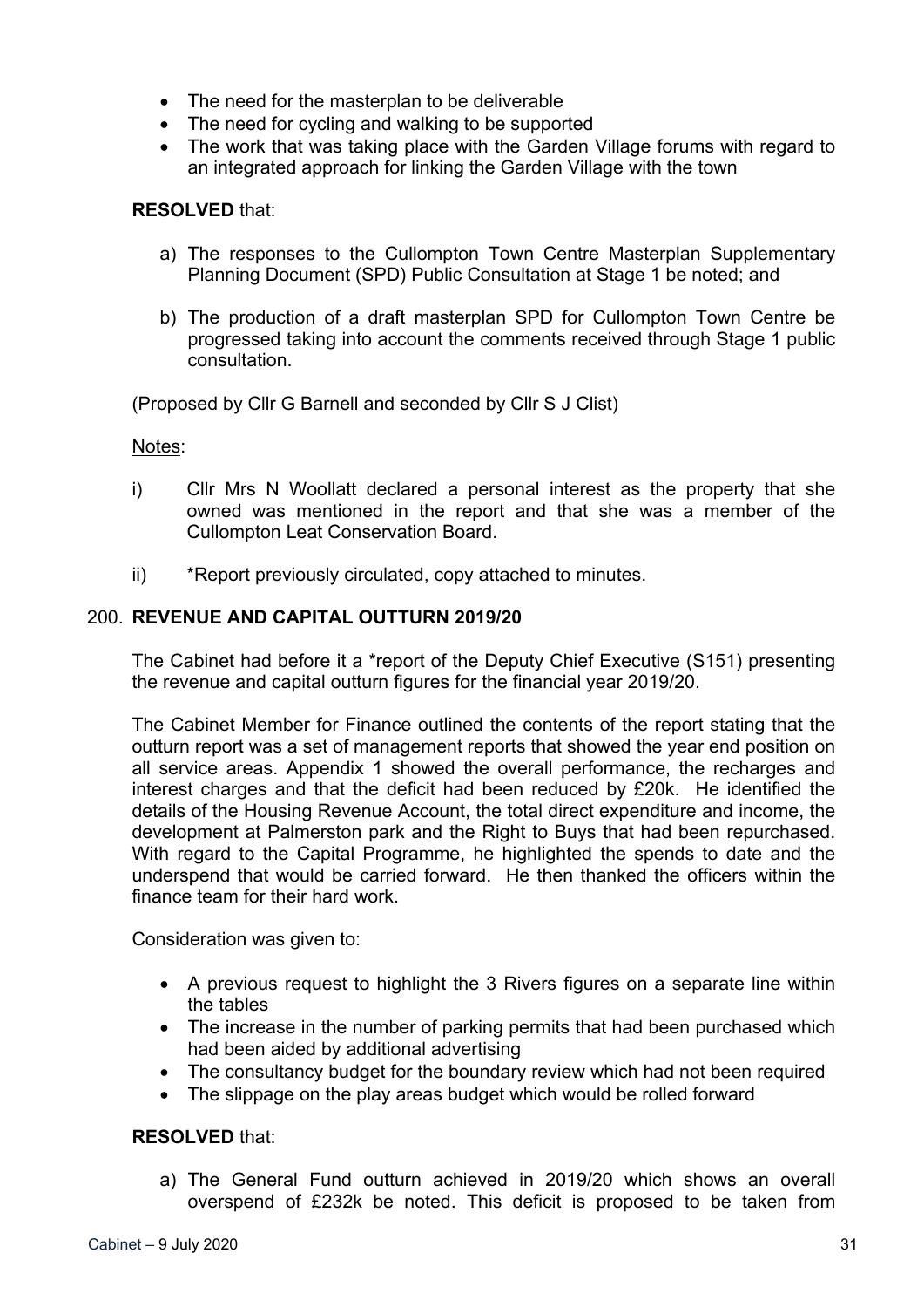- The need for the masterplan to be deliverable
- The need for cycling and walking to be supported
- The work that was taking place with the Garden Village forums with regard to an integrated approach for linking the Garden Village with the town

**RESOLVED** that:

a) The responses to the Cullompton Town Centre Masterplan Supplementary Planning Document (SPD) Public Consultation at Stage 1 be noted; and

b) The production of a draft masterplan SPD for Cullompton Town Centre be progressed taking into account the comments received through Stage 1 public consultation.

(Proposed by Cllr G Barnell and seconded by Cllr S J Clist)

Notes:

i) Cllr Mrs N Woollatt declared a personal interest as the property that she owned was mentioned in the report and that she was a member of the Cullompton Leat Conservation Board.

ii) *Report previously circulated, copy attached to minutes.

## 200. REVENUE AND CAPITAL OUTTURN 2019/20

The Cabinet had before it a *report of the Deputy Chief Executive (S151) presenting the revenue and capital outturn figures for the financial year 2019/20.

The Cabinet Member for Finance outlined the contents of the report stating that the outturn report was a set of management reports that showed the year end position on all service areas. Appendix 1 showed the overall performance, the recharges and interest charges and that the deficit had been reduced by £20k. He identified the details of the Housing Revenue Account, the total direct expenditure and income, the development at Palmerston park and the Right to Buys that had been repurchased. With regard to the Capital Programme, he highlighted the spends to date and the underspend that would be carried forward. He then thanked the officers within the finance team for their hard work.

Consideration was given to:

- A previous request to highlight the 3 Rivers figures on a separate line within the tables
- The increase in the number of parking permits that had been purchased which had been aided by additional advertising
- The consultancy budget for the boundary review which had not been required
- The slippage on the play areas budget which would be rolled forward

**RESOLVED** that:

a) The General Fund outturn achieved in 2019/20 which shows an overall overspend of £232k be noted. This deficit is proposed to be taken from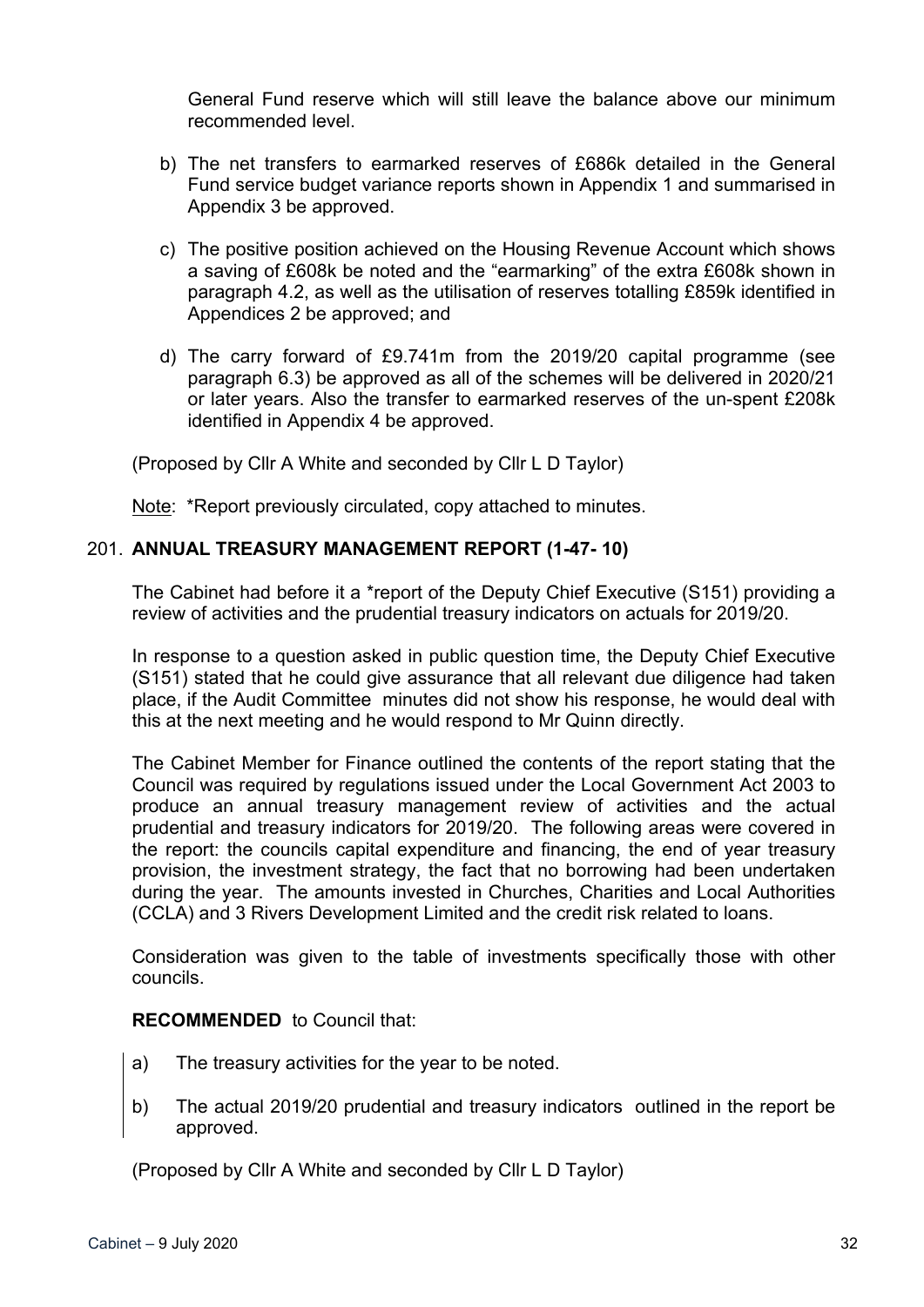General Fund reserve which will still leave the balance above our minimum recommended level.

b) The net transfers to earmarked reserves of £686k detailed in the General Fund service budget variance reports shown in Appendix 1 and summarised in Appendix 3 be approved.

c) The positive position achieved on the Housing Revenue Account which shows a saving of £608k be noted and the "earmarking" of the extra £608k shown in paragraph 4.2, as well as the utilisation of reserves totalling £859k identified in Appendices 2 be approved; and

d) The carry forward of £9.741m from the 2019/20 capital programme (see paragraph 6.3) be approved as all of the schemes will be delivered in 2020/21 or later years. Also the transfer to earmarked reserves of the un-spent £208k identified in Appendix 4 be approved.

(Proposed by Cllr A White and seconded by Cllr L D Taylor)

Note: *Report previously circulated, copy attached to minutes.

## 201. ANNUAL TREASURY MANAGEMENT REPORT (1-47- 10)

The Cabinet had before it a *report of the Deputy Chief Executive (S151) providing a review of activities and the prudential treasury indicators on actuals for 2019/20.

In response to a question asked in public question time, the Deputy Chief Executive (S151) stated that he could give assurance that all relevant due diligence had taken place, if the Audit Committee minutes did not show his response, he would deal with this at the next meeting and he would respond to Mr Quinn directly.

The Cabinet Member for Finance outlined the contents of the report stating that the Council was required by regulations issued under the Local Government Act 2003 to produce an annual treasury management review of activities and the actual prudential and treasury indicators for 2019/20. The following areas were covered in the report: the councils capital expenditure and financing, the end of year treasury provision, the investment strategy, the fact that no borrowing had been undertaken during the year. The amounts invested in Churches, Charities and Local Authorities (CCLA) and 3 Rivers Development Limited and the credit risk related to loans.

Consideration was given to the table of investments specifically those with other councils.

**RECOMMENDED** to Council that:

a) The treasury activities for the year to be noted.

b) The actual 2019/20 prudential and treasury indicators outlined in the report be approved.

(Proposed by Cllr A White and seconded by Cllr L D Taylor)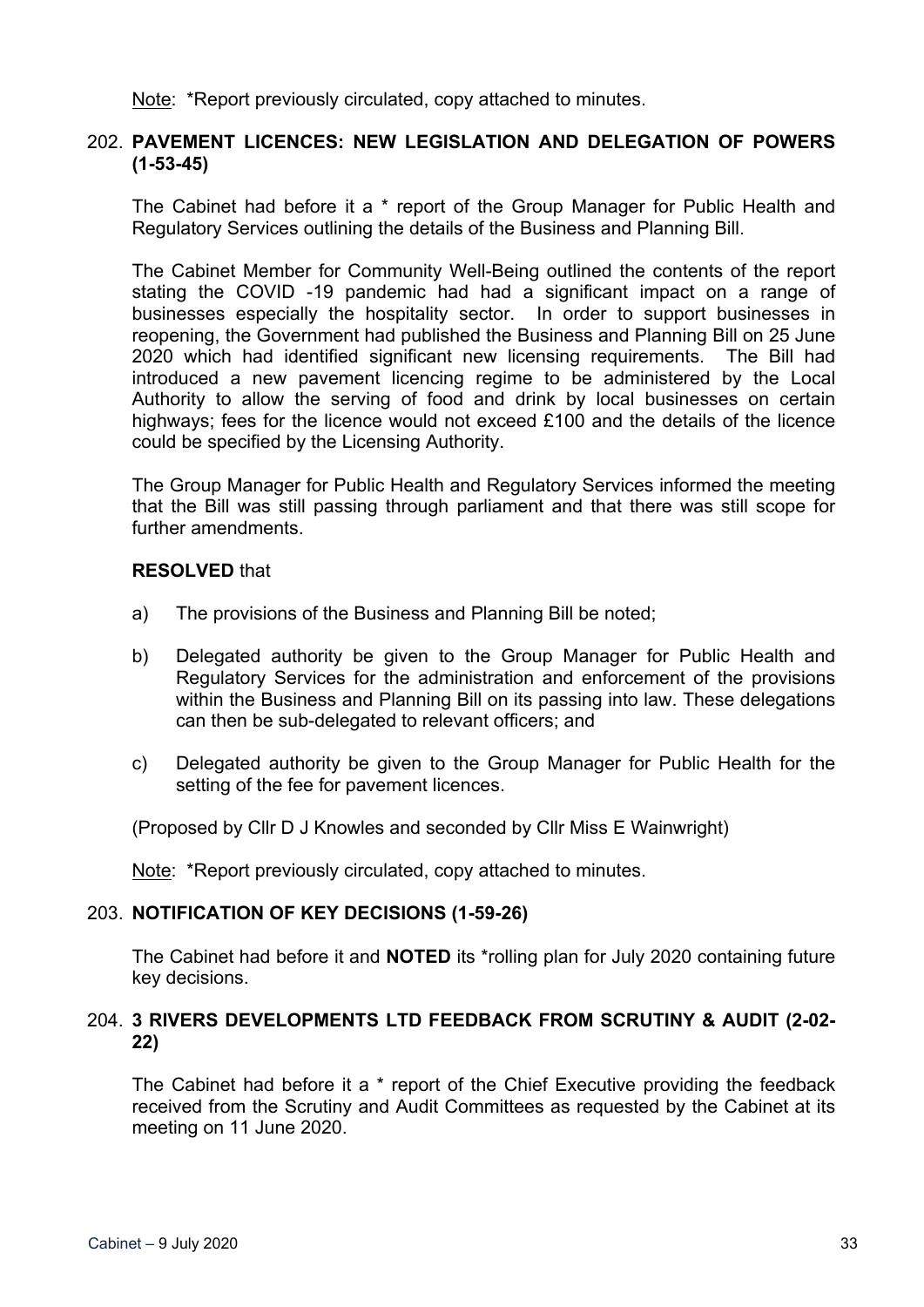Note: *Report previously circulated, copy attached to minutes.

## 202. PAVEMENT LICENCES: NEW LEGISLATION AND DELEGATION OF POWERS (1-53-45)

The Cabinet had before it a * report of the Group Manager for Public Health and Regulatory Services outlining the details of the Business and Planning Bill.

The Cabinet Member for Community Well-Being outlined the contents of the report stating the COVID -19 pandemic had had a significant impact on a range of businesses especially the hospitality sector. In order to support businesses in reopening, the Government had published the Business and Planning Bill on 25 June 2020 which had identified significant new licensing requirements. The Bill had introduced a new pavement licencing regime to be administered by the Local Authority to allow the serving of food and drink by local businesses on certain highways; fees for the licence would not exceed £100 and the details of the licence could be specified by the Licensing Authority.

The Group Manager for Public Health and Regulatory Services informed the meeting that the Bill was still passing through parliament and that there was still scope for further amendments.

**RESOLVED** that

a) The provisions of the Business and Planning Bill be noted;

b) Delegated authority be given to the Group Manager for Public Health and Regulatory Services for the administration and enforcement of the provisions within the Business and Planning Bill on its passing into law. These delegations can then be sub-delegated to relevant officers; and

c) Delegated authority be given to the Group Manager for Public Health for the setting of the fee for pavement licences.

(Proposed by Cllr D J Knowles and seconded by Cllr Miss E Wainwright)

Note: *Report previously circulated, copy attached to minutes.

## 203. NOTIFICATION OF KEY DECISIONS (1-59-26)

The Cabinet had before it and **NOTED** its *rolling plan for July 2020 containing future key decisions.

## 204. 3 RIVERS DEVELOPMENTS LTD FEEDBACK FROM SCRUTINY & AUDIT (2-02-22)

The Cabinet had before it a * report of the Chief Executive providing the feedback received from the Scrutiny and Audit Committees as requested by the Cabinet at its meeting on 11 June 2020.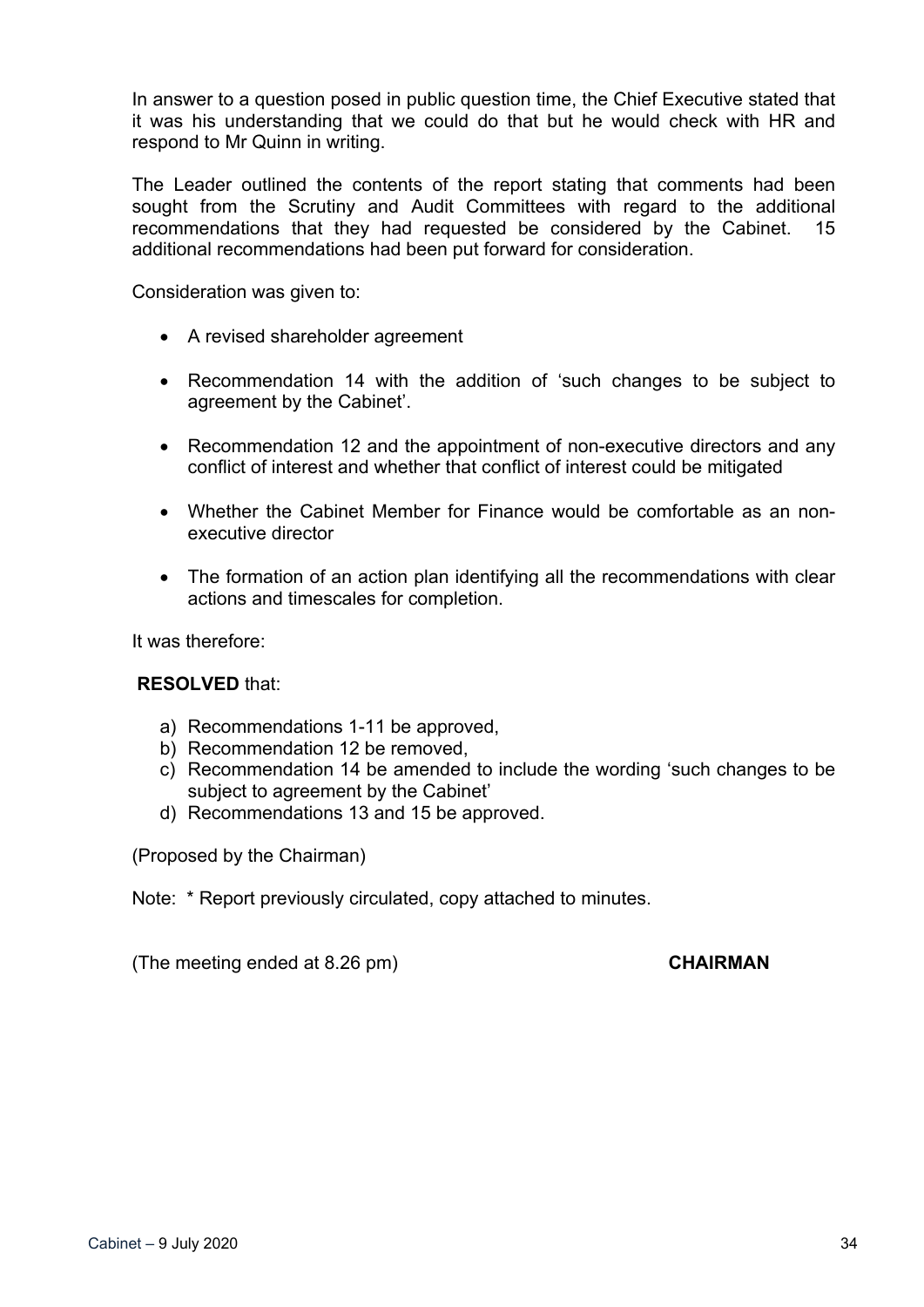In answer to a question posed in public question time, the Chief Executive stated that it was his understanding that we could do that but he would check with HR and respond to Mr Quinn in writing.

The Leader outlined the contents of the report stating that comments had been sought from the Scrutiny and Audit Committees with regard to the additional recommendations that they had requested be considered by the Cabinet. 15 additional recommendations had been put forward for consideration.

Consideration was given to:

- A revised shareholder agreement
- Recommendation 14 with the addition of 'such changes to be subject to agreement by the Cabinet'.
- Recommendation 12 and the appointment of non-executive directors and any conflict of interest and whether that conflict of interest could be mitigated
- Whether the Cabinet Member for Finance would be comfortable as an non-executive director
- The formation of an action plan identifying all the recommendations with clear actions and timescales for completion.

It was therefore:

**RESOLVED** that:

a) Recommendations 1-11 be approved,
b) Recommendation 12 be removed,
c) Recommendation 14 be amended to include the wording 'such changes to be subject to agreement by the Cabinet'
d) Recommendations 13 and 15 be approved.

(Proposed by the Chairman)

Note: * Report previously circulated, copy attached to minutes.

(The meeting ended at 8.26 pm) **CHAIRMAN**